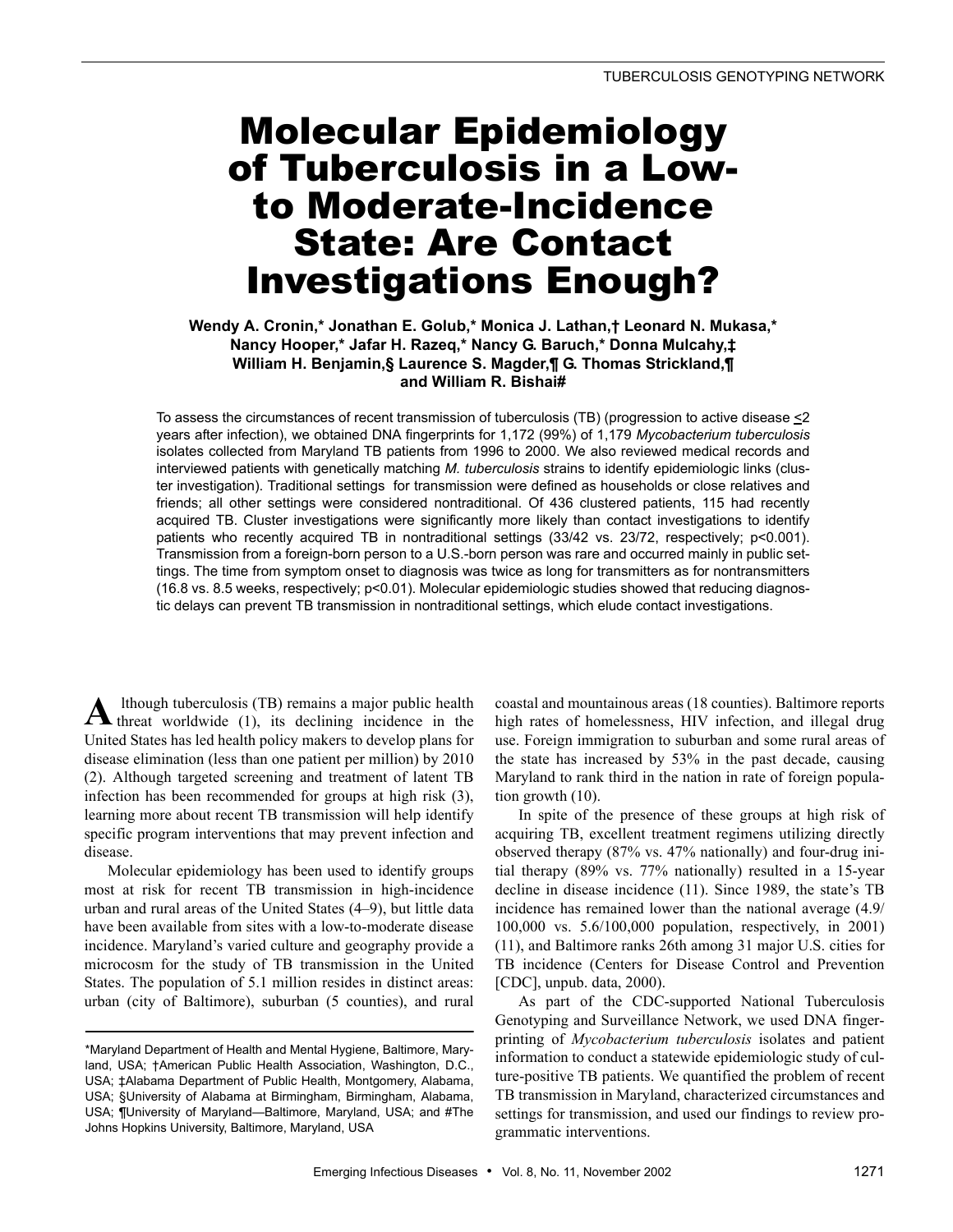# Molecular Epidemiology of Tuberculosis in a Low- to Moderate-Incidence State: Are Contact Investigations Enough?

**Wendy A. Cronin,\* Jonathan E. Golub,\* Monica J. Lathan,† Leonard N. Mukasa,\* Nancy Hooper,\* Jafar H. Razeq,\* Nancy G. Baruch,\* Donna Mulcahy,‡ William H. Benjamin,§ Laurence S. Magder,¶ G. Thomas Strickland,¶ and William R. Bishai#**

To assess the circumstances of recent transmission of tuberculosis (TB) (progression to active disease ≤2 years after infection), we obtained DNA fingerprints for 1,172 (99%) of 1,179 *Mycobacterium tuberculosis* isolates collected from Maryland TB patients from 1996 to 2000. We also reviewed medical records and interviewed patients with genetically matching *M. tuberculosis* strains to identify epidemiologic links (cluster investigation). Traditional settings for transmission were defined as households or close relatives and friends; all other settings were considered nontraditional. Of 436 clustered patients, 115 had recently acquired TB. Cluster investigations were significantly more likely than contact investigations to identify patients who recently acquired TB in nontraditional settings (33/42 vs. 23/72, respectively; $p<0.001$). Transmission from a foreign-born person to a U.S.-born person was rare and occurred mainly in public settings. The time from symptom onset to diagnosis was twice as long for transmitters as for nontransmitters (16.8 vs. 8.5 weeks, respectively; $p<0.01$). Molecular epidemiologic studies showed that reducing diagnostic delays can prevent TB transmission in nontraditional settings, which elude contact investigations.

Although tuberculosis (TB) remains a major public health threat worldwide (1), its declining incidence in the United States has led health policy makers to develop plans for disease elimination (less than one patient per million) by 2010 (2). Although targeted screening and treatment of latent TB infection has been recommended for groups at high risk (3), learning more about recent TB transmission will help identify specific program interventions that may prevent infection and disease.

Molecular epidemiology has been used to identify groups most at risk for recent TB transmission in high-incidence urban and rural areas of the United States (4–9), but little data have been available from sites with a low-to-moderate disease incidence. Maryland's varied culture and geography provide a microcosm for the study of TB transmission in the United States. The population of 5.1 million resides in distinct areas: urban (city of Baltimore), suburban (5 counties), and rural coastal and mountainous areas (18 counties). Baltimore reports high rates of homelessness, HIV infection, and illegal drug use. Foreign immigration to suburban and some rural areas of the state has increased by 53% in the past decade, causing Maryland to rank third in the nation in rate of foreign population growth (10).

In spite of the presence of these groups at high risk of acquiring TB, excellent treatment regimens utilizing directly observed therapy (87% vs. 47% nationally) and four-drug initial therapy (89% vs. 77% nationally) resulted in a 15-year decline in disease incidence (11). Since 1989, the state's TB incidence has remained lower than the national average (4.9/100,000 vs. 5.6/100,000 population, respectively, in 2001) (11), and Baltimore ranks 26th among 31 major U.S. cities for TB incidence (Centers for Disease Control and Prevention [CDC], unpub. data, 2000).

As part of the CDC-supported National Tuberculosis Genotyping and Surveillance Network, we used DNA fingerprinting of *Mycobacterium tuberculosis* isolates and patient information to conduct a statewide epidemiologic study of culture-positive TB patients. We quantified the problem of recent TB transmission in Maryland, characterized circumstances and settings for transmission, and used our findings to review programmatic interventions.

\*Maryland Department of Health and Mental Hygiene, Baltimore, Maryland, USA; †American Public Health Association, Washington, D.C., USA; ‡Alabama Department of Public Health, Montgomery, Alabama, USA; §University of Alabama at Birmingham, Birmingham, Alabama, USA; ¶University of Maryland—Baltimore, Maryland, USA; and #The Johns Hopkins University, Baltimore, Maryland, USA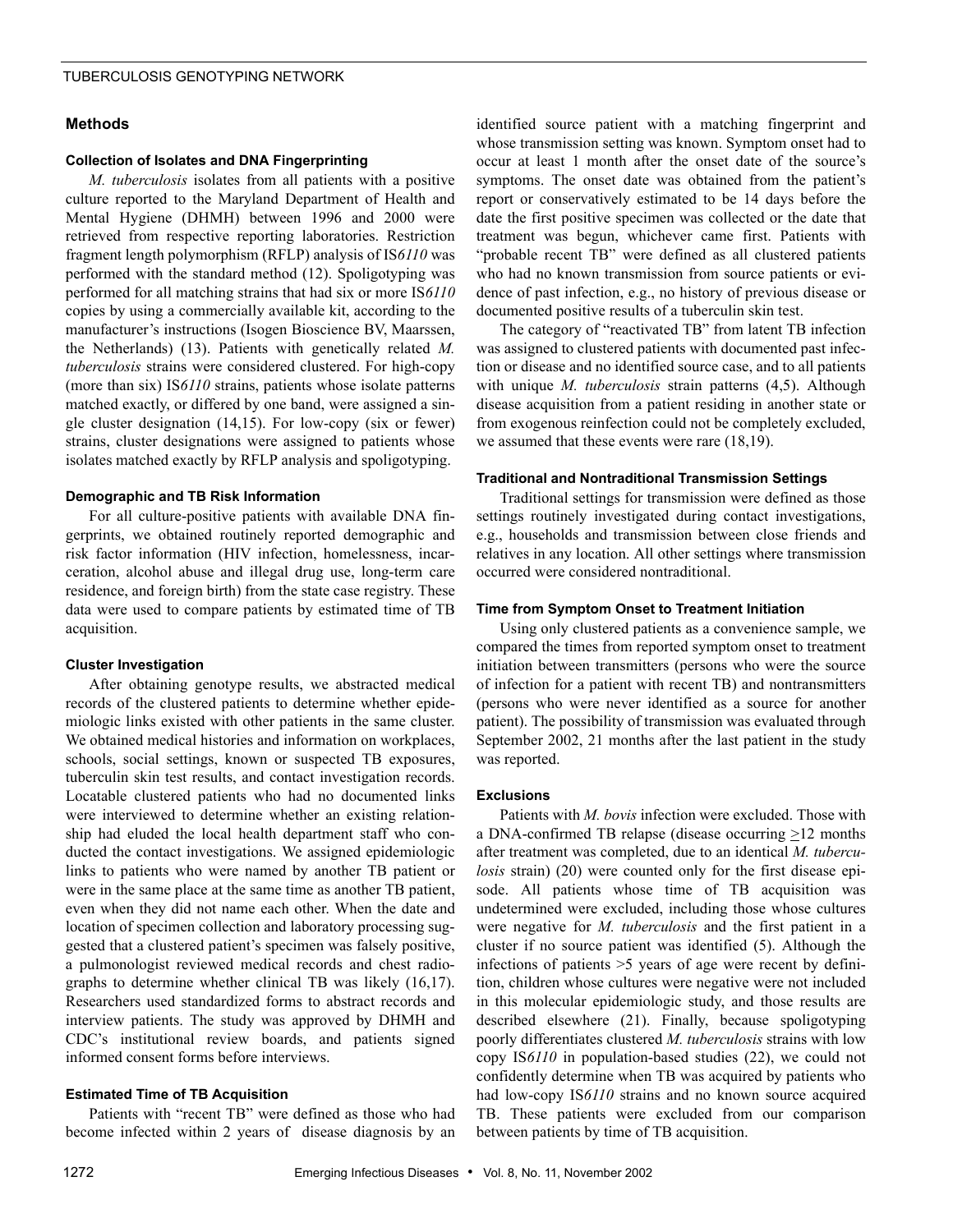## Methods

### Collection of Isolates and DNA Fingerprinting

*M. tuberculosis* isolates from all patients with a positive culture reported to the Maryland Department of Health and Mental Hygiene (DHMH) between 1996 and 2000 were retrieved from respective reporting laboratories. Restriction fragment length polymorphism (RFLP) analysis of IS*6110* was performed with the standard method (12). Spoligotyping was performed for all matching strains that had six or more IS*6110* copies by using a commercially available kit, according to the manufacturer's instructions (Isogen Bioscience BV, Maarssen, the Netherlands) (13). Patients with genetically related *M. tuberculosis* strains were considered clustered. For high-copy (more than six) IS*6110* strains, patients whose isolate patterns matched exactly, or differed by one band, were assigned a single cluster designation (14,15). For low-copy (six or fewer) strains, cluster designations were assigned to patients whose isolates matched exactly by RFLP analysis and spoligotyping.

### Demographic and TB Risk Information

For all culture-positive patients with available DNA fingerprints, we obtained routinely reported demographic and risk factor information (HIV infection, homelessness, incarceration, alcohol abuse and illegal drug use, long-term care residence, and foreign birth) from the state case registry. These data were used to compare patients by estimated time of TB acquisition.

### Cluster Investigation

After obtaining genotype results, we abstracted medical records of the clustered patients to determine whether epidemiologic links existed with other patients in the same cluster. We obtained medical histories and information on workplaces, schools, social settings, known or suspected TB exposures, tuberculin skin test results, and contact investigation records. Locatable clustered patients who had no documented links were interviewed to determine whether an existing relationship had eluded the local health department staff who conducted the contact investigations. We assigned epidemiologic links to patients who were named by another TB patient or were in the same place at the same time as another TB patient, even when they did not name each other. When the date and location of specimen collection and laboratory processing suggested that a clustered patient's specimen was falsely positive, a pulmonologist reviewed medical records and chest radiographs to determine whether clinical TB was likely (16,17). Researchers used standardized forms to abstract records and interview patients. The study was approved by DHMH and CDC's institutional review boards, and patients signed informed consent forms before interviews.

### Estimated Time of TB Acquisition

Patients with "recent TB" were defined as those who had become infected within 2 years of disease diagnosis by an identified source patient with a matching fingerprint and whose transmission setting was known. Symptom onset had to occur at least 1 month after the onset date of the source's symptoms. The onset date was obtained from the patient's report or conservatively estimated to be 14 days before the date the first positive specimen was collected or the date that treatment was begun, whichever came first. Patients with "probable recent TB" were defined as all clustered patients who had no known transmission from source patients or evidence of past infection, e.g., no history of previous disease or documented positive results of a tuberculin skin test.

The category of "reactivated TB" from latent TB infection was assigned to clustered patients with documented past infection or disease and no identified source case, and to all patients with unique *M. tuberculosis* strain patterns (4,5). Although disease acquisition from a patient residing in another state or from exogenous reinfection could not be completely excluded, we assumed that these events were rare (18,19).

### Traditional and Nontraditional Transmission Settings

Traditional settings for transmission were defined as those settings routinely investigated during contact investigations, e.g., households and transmission between close friends and relatives in any location. All other settings where transmission occurred were considered nontraditional.

### Time from Symptom Onset to Treatment Initiation

Using only clustered patients as a convenience sample, we compared the times from reported symptom onset to treatment initiation between transmitters (persons who were the source of infection for a patient with recent TB) and nontransmitters (persons who were never identified as a source for another patient). The possibility of transmission was evaluated through September 2002, 21 months after the last patient in the study was reported.

### Exclusions

Patients with *M. bovis* infection were excluded. Those with a DNA-confirmed TB relapse (disease occurring $\geq$12 months after treatment was completed, due to an identical *M. tuberculosis* strain) (20) were counted only for the first disease episode. All patients whose time of TB acquisition was undetermined were excluded, including those whose cultures were negative for *M. tuberculosis* and the first patient in a cluster if no source patient was identified (5). Although the infections of patients >5 years of age were recent by definition, children whose cultures were negative were not included in this molecular epidemiologic study, and those results are described elsewhere (21). Finally, because spoligotyping poorly differentiates clustered *M. tuberculosis* strains with low copy IS*6110* in population-based studies (22), we could not confidently determine when TB was acquired by patients who had low-copy IS*6110* strains and no known source acquired TB. These patients were excluded from our comparison between patients by time of TB acquisition.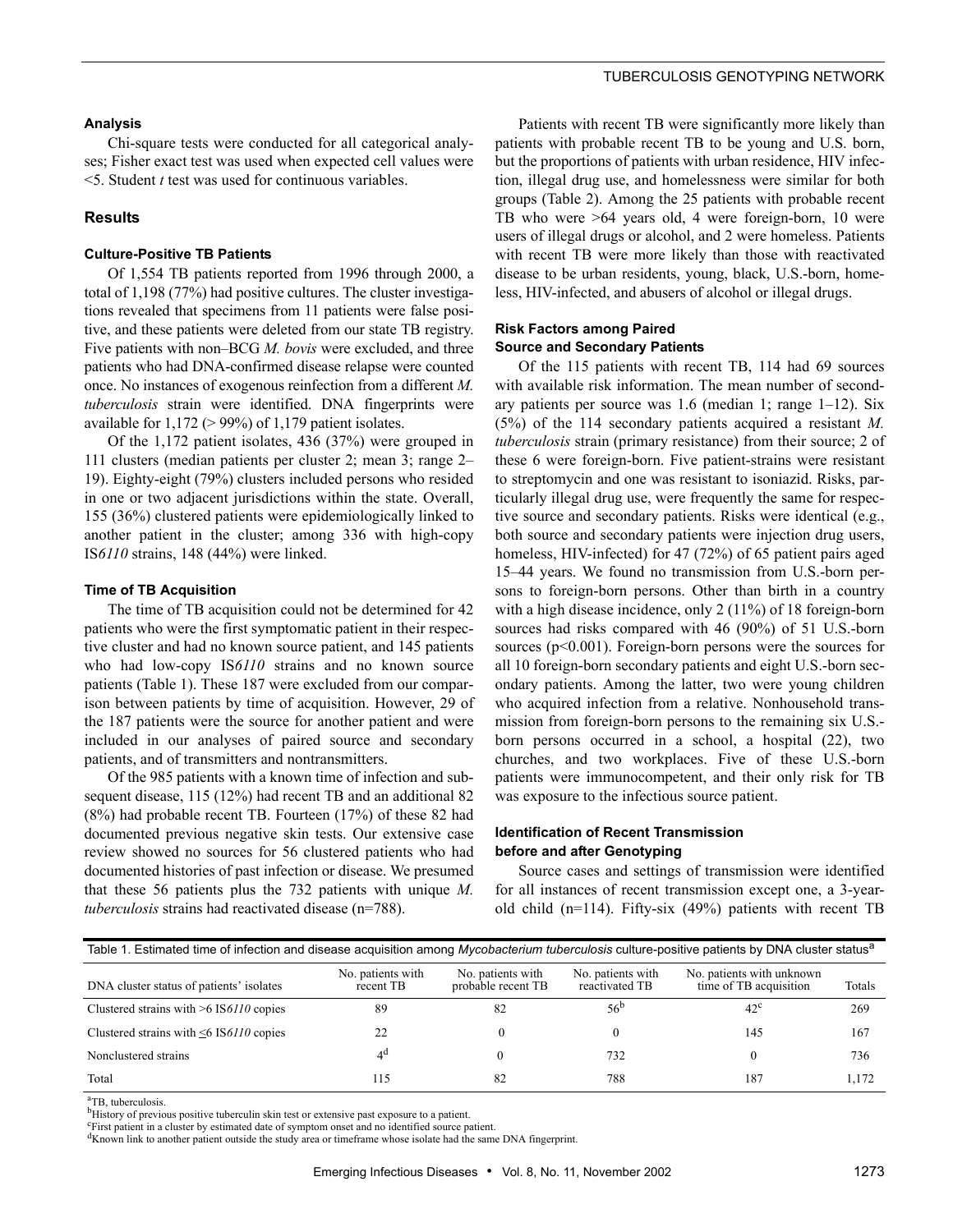### Analysis

Chi-square tests were conducted for all categorical analyses; Fisher exact test was used when expected cell values were <5. Student *t* test was used for continuous variables.

## Results

### Culture-Positive TB Patients

Of 1,554 TB patients reported from 1996 through 2000, a total of 1,198 (77%) had positive cultures. The cluster investigations revealed that specimens from 11 patients were false positive, and these patients were deleted from our state TB registry. Five patients with non–BCG *M. bovis* were excluded, and three patients who had DNA-confirmed disease relapse were counted once. No instances of exogenous reinfection from a different *M. tuberculosis* strain were identified. DNA fingerprints were available for 1,172 (> 99%) of 1,179 patient isolates.

Of the 1,172 patient isolates, 436 (37%) were grouped in 111 clusters (median patients per cluster 2; mean 3; range 2–19). Eighty-eight (79%) clusters included persons who resided in one or two adjacent jurisdictions within the state. Overall, 155 (36%) clustered patients were epidemiologically linked to another patient in the cluster; among 336 with high-copy IS*6110* strains, 148 (44%) were linked.

### Time of TB Acquisition

The time of TB acquisition could not be determined for 42 patients who were the first symptomatic patient in their respective cluster and had no known source patient, and 145 patients who had low-copy IS*6110* strains and no known source patients (Table 1). These 187 were excluded from our comparison between patients by time of acquisition. However, 29 of the 187 patients were the source for another patient and were included in our analyses of paired source and secondary patients, and of transmitters and nontransmitters.

Of the 985 patients with a known time of infection and subsequent disease, 115 (12%) had recent TB and an additional 82 (8%) had probable recent TB. Fourteen (17%) of these 82 had documented previous negative skin tests. Our extensive case review showed no sources for 56 clustered patients who had documented histories of past infection or disease. We presumed that these 56 patients plus the 732 patients with unique *M. tuberculosis* strains had reactivated disease (n=788).

Patients with recent TB were significantly more likely than patients with probable recent TB to be young and U.S. born, but the proportions of patients with urban residence, HIV infection, illegal drug use, and homelessness were similar for both groups (Table 2). Among the 25 patients with probable recent TB who were >64 years old, 4 were foreign-born, 10 were users of illegal drugs or alcohol, and 2 were homeless. Patients with recent TB were more likely than those with reactivated disease to be urban residents, young, black, U.S.-born, homeless, HIV-infected, and abusers of alcohol or illegal drugs.

### Risk Factors among Paired Source and Secondary Patients

Of the 115 patients with recent TB, 114 had 69 sources with available risk information. The mean number of secondary patients per source was 1.6 (median 1; range 1–12). Six (5%) of the 114 secondary patients acquired a resistant *M. tuberculosis* strain (primary resistance) from their source; 2 of these 6 were foreign-born. Five patient-strains were resistant to streptomycin and one was resistant to isoniazid. Risks, particularly illegal drug use, were frequently the same for respective source and secondary patients. Risks were identical (e.g., both source and secondary patients were injection drug users, homeless, HIV-infected) for 47 (72%) of 65 patient pairs aged 15–44 years. We found no transmission from U.S.-born persons to foreign-born persons. Other than birth in a country with a high disease incidence, only 2 (11%) of 18 foreign-born sources had risks compared with 46 (90%) of 51 U.S.-born sources ($p<0.001$). Foreign-born persons were the sources for all 10 foreign-born secondary patients and eight U.S.-born secondary patients. Among the latter, two were young children who acquired infection from a relative. Nonhousehold transmission from foreign-born persons to the remaining six U.S.-born persons occurred in a school, a hospital (22), two churches, and two workplaces. Five of these U.S.-born patients were immunocompetent, and their only risk for TB was exposure to the infectious source patient.

### Identification of Recent Transmission before and after Genotyping

Source cases and settings of transmission were identified for all instances of recent transmission except one, a 3-year-old child (n=114). Fifty-six (49%) patients with recent TB

Table 1. Estimated time of infection and disease acquisition among *Mycobacterium tuberculosis* culture-positive patients by DNA cluster status[a]

| DNA cluster status of patients' isolates | No. patients with recent TB | No. patients with probable recent TB | No. patients with reactivated TB | No. patients with unknown time of TB acquisition | Totals |
|---|---|---|---|---|---|
| Clustered strains with >6 IS*6110* copies | 89 | 82 | 56[b] | 42[c] | 269 |
| Clustered strains with ≤6 IS*6110* copies | 22 | 0 | 0 | 145 | 167 |
| Nonclustered strains | 4[d] | 0 | 732 | 0 | 736 |
| Total | 115 | 82 | 788 | 187 | 1,172 |

[a]TB, tuberculosis.
[b]History of previous positive tuberculin skin test or extensive past exposure to a patient.
[c]First patient in a cluster by estimated date of symptom onset and no identified source patient.
[d]Known link to another patient outside the study area or timeframe whose isolate had the same DNA fingerprint.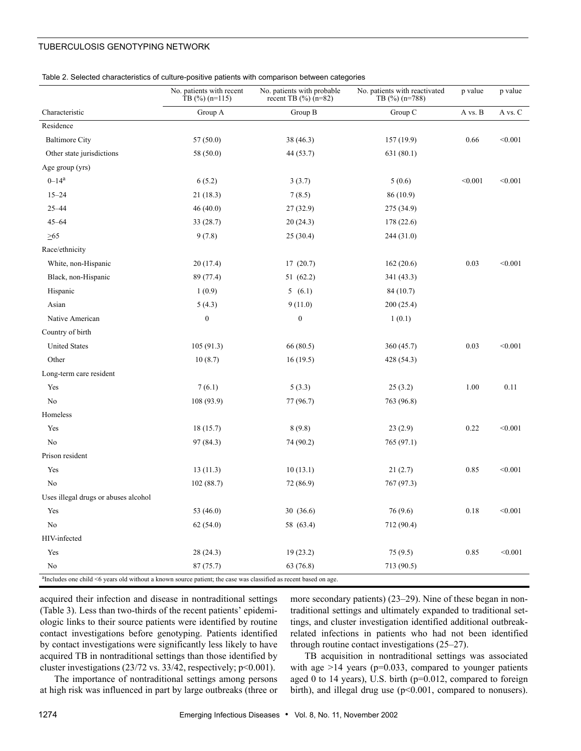Table 2. Selected characteristics of culture-positive patients with comparison between categories

| | No. patients with recent TB (%) (n=115) | No. patients with probable recent TB (%) (n=82) | No. patients with reactivated TB (%) (n=788) | p value | p value |
|---|---|---|---|---|---|
| Characteristic | Group A | Group B | Group C | A vs. B | A vs. C |
| Residence | | | | | |
| Baltimore City | 57 (50.0) | 38 (46.3) | 157 (19.9) | 0.66 | <0.001 |
| Other state jurisdictions | 58 (50.0) | 44 (53.7) | 631 (80.1) | | |
| Age group (yrs) | | | | | |
| 0–14[a] | 6 (5.2) | 3 (3.7) | 5 (0.6) | <0.001 | <0.001 |
| 15–24 | 21 (18.3) | 7 (8.5) | 86 (10.9) | | |
| 25–44 | 46 (40.0) | 27 (32.9) | 275 (34.9) | | |
| 45–64 | 33 (28.7) | 20 (24.3) | 178 (22.6) | | |
| >65 | 9 (7.8) | 25 (30.4) | 244 (31.0) | | |
| Race/ethnicity | | | | | |
| White, non-Hispanic | 20 (17.4) | 17 (20.7) | 162 (20.6) | 0.03 | <0.001 |
| Black, non-Hispanic | 89 (77.4) | 51 (62.2) | 341 (43.3) | | |
| Hispanic | 1 (0.9) | 5 (6.1) | 84 (10.7) | | |
| Asian | 5 (4.3) | 9 (11.0) | 200 (25.4) | | |
| Native American | 0 | 0 | 1 (0.1) | | |
| Country of birth | | | | | |
| United States | 105 (91.3) | 66 (80.5) | 360 (45.7) | 0.03 | <0.001 |
| Other | 10 (8.7) | 16 (19.5) | 428 (54.3) | | |
| Long-term care resident | | | | | |
| Yes | 7 (6.1) | 5 (3.3) | 25 (3.2) | 1.00 | 0.11 |
| No | 108 (93.9) | 77 (96.7) | 763 (96.8) | | |
| Homeless | | | | | |
| Yes | 18 (15.7) | 8 (9.8) | 23 (2.9) | 0.22 | <0.001 |
| No | 97 (84.3) | 74 (90.2) | 765 (97.1) | | |
| Prison resident | | | | | |
| Yes | 13 (11.3) | 10 (13.1) | 21 (2.7) | 0.85 | <0.001 |
| No | 102 (88.7) | 72 (86.9) | 767 (97.3) | | |
| Uses illegal drugs or abuses alcohol | | | | | |
| Yes | 53 (46.0) | 30 (36.6) | 76 (9.6) | 0.18 | <0.001 |
| No | 62 (54.0) | 58 (63.4) | 712 (90.4) | | |
| HIV-infected | | | | | |
| Yes | 28 (24.3) | 19 (23.2) | 75 (9.5) | 0.85 | <0.001 |
| No | 87 (75.7) | 63 (76.8) | 713 (90.5) | | |

[a]Includes one child <6 years old without a known source patient; the case was classified as recent based on age.

acquired their infection and disease in nontraditional settings (Table 3). Less than two-thirds of the recent patients' epidemiologic links to their source patients were identified by routine contact investigations before genotyping. Patients identified by contact investigations were significantly less likely to have acquired TB in nontraditional settings than those identified by cluster investigations (23/72 vs. 33/42, respectively; $p<0.001$).

The importance of nontraditional settings among persons at high risk was influenced in part by large outbreaks (three or more secondary patients) (23–29). Nine of these began in nontraditional settings and ultimately expanded to traditional settings, and cluster investigation identified additional outbreak-related infections in patients who had not been identified through routine contact investigations (25–27).

TB acquisition in nontraditional settings was associated with age >14 years ($p=0.033$, compared to younger patients aged 0 to 14 years), U.S. birth ($p=0.012$, compared to foreign birth), and illegal drug use ($p<0.001$, compared to nonusers).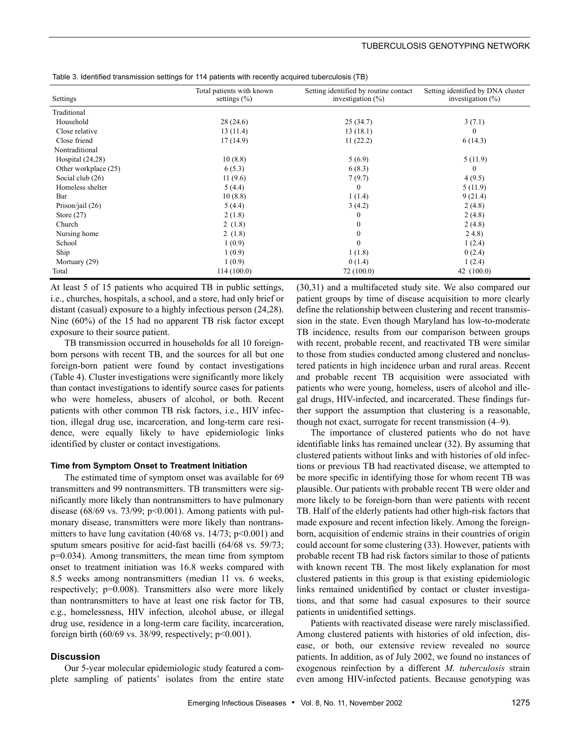Table 3. Identified transmission settings for 114 patients with recently acquired tuberculosis (TB)

| Settings | Total patients with known settings (%) | Setting identified by routine contact investigation (%) | Setting identified by DNA cluster investigation (%) |
|---|---|---|---|
| Traditional | | | |
| Household | 28 (24.6) | 25 (34.7) | 3 (7.1) |
| Close relative | 13 (11.4) | 13 (18.1) | 0 |
| Close friend | 17 (14.9) | 11 (22.2) | 6 (14.3) |
| Nontraditional | | | |
| Hospital (24,28) | 10 (8.8) | 5 (6.9) | 5 (11.9) |
| Other workplace (25) | 6 (5.3) | 6 (8.3) | 0 |
| Social club (26) | 11 (9.6) | 7 (9.7) | 4 (9.5) |
| Homeless shelter | 5 (4.4) | 0 | 5 (11.9) |
| Bar | 10 (8.8) | 1 (1.4) | 9 (21.4) |
| Prison/jail (26) | 5 (4.4) | 3 (4.2) | 2 (4.8) |
| Store (27) | 2 (1.8) | 0 | 2 (4.8) |
| Church | 2 (1.8) | 0 | 2 (4.8) |
| Nursing home | 2 (1.8) | 0 | 2 4.8) |
| School | 1 (0.9) | 0 | 1 (2.4) |
| Ship | 1 (0.9) | 1 (1.8) | 0 (2.4) |
| Mortuary (29) | 1 (0.9) | 0 (1.4) | 1 (2.4) |
| Total | 114 (100.0) | 72 (100.0) | 42 (100.0) |

At least 5 of 15 patients who acquired TB in public settings, i.e., churches, hospitals, a school, and a store, had only brief or distant (casual) exposure to a highly infectious person (24,28). Nine (60%) of the 15 had no apparent TB risk factor except exposure to their source patient.

TB transmission occurred in households for all 10 foreign-born persons with recent TB, and the sources for all but one foreign-born patient were found by contact investigations (Table 4). Cluster investigations were significantly more likely than contact investigations to identify source cases for patients who were homeless, abusers of alcohol, or both. Recent patients with other common TB risk factors, i.e., HIV infection, illegal drug use, incarceration, and long-term care residence, were equally likely to have epidemiologic links identified by cluster or contact investigations.

### Time from Symptom Onset to Treatment Initiation

The estimated time of symptom onset was available for 69 transmitters and 99 nontransmitters. TB transmitters were significantly more likely than nontransmitters to have pulmonary disease (68/69 vs. 73/99; $p<0.001$). Among patients with pulmonary disease, transmitters were more likely than nontransmitters to have lung cavitation (40/68 vs. 14/73; $p<0.001$) and sputum smears positive for acid-fast bacilli (64/68 vs. 59/73; $p=0.034$). Among transmitters, the mean time from symptom onset to treatment initiation was 16.8 weeks compared with 8.5 weeks among nontransmitters (median 11 vs. 6 weeks, respectively; $p=0.008$). Transmitters also were more likely than nontransmitters to have at least one risk factor for TB, e.g., homelessness, HIV infection, alcohol abuse, or illegal drug use, residence in a long-term care facility, incarceration, foreign birth (60/69 vs. 38/99, respectively; $p<0.001$).

## Discussion

Our 5-year molecular epidemiologic study featured a complete sampling of patients' isolates from the entire state (30,31) and a multifaceted study site. We also compared our patient groups by time of disease acquisition to more clearly define the relationship between clustering and recent transmission in the state. Even though Maryland has low-to-moderate TB incidence, results from our comparison between groups with recent, probable recent, and reactivated TB were similar to those from studies conducted among clustered and nonclustered patients in high incidence urban and rural areas. Recent and probable recent TB acquisition were associated with patients who were young, homeless, users of alcohol and illegal drugs, HIV-infected, and incarcerated. These findings further support the assumption that clustering is a reasonable, though not exact, surrogate for recent transmission (4–9).

The importance of clustered patients who do not have identifiable links has remained unclear (32). By assuming that clustered patients without links and with histories of old infections or previous TB had reactivated disease, we attempted to be more specific in identifying those for whom recent TB was plausible. Our patients with probable recent TB were older and more likely to be foreign-born than were patients with recent TB. Half of the elderly patients had other high-risk factors that made exposure and recent infection likely. Among the foreign-born, acquisition of endemic strains in their countries of origin could account for some clustering (33). However, patients with probable recent TB had risk factors similar to those of patients with known recent TB. The most likely explanation for most clustered patients in this group is that existing epidemiologic links remained unidentified by contact or cluster investigations, and that some had casual exposures to their source patients in unidentified settings.

Patients with reactivated disease were rarely misclassified. Among clustered patients with histories of old infection, disease, or both, our extensive review revealed no source patients. In addition, as of July 2002, we found no instances of exogenous reinfection by a different *M. tuberculosis* strain even among HIV-infected patients. Because genotyping was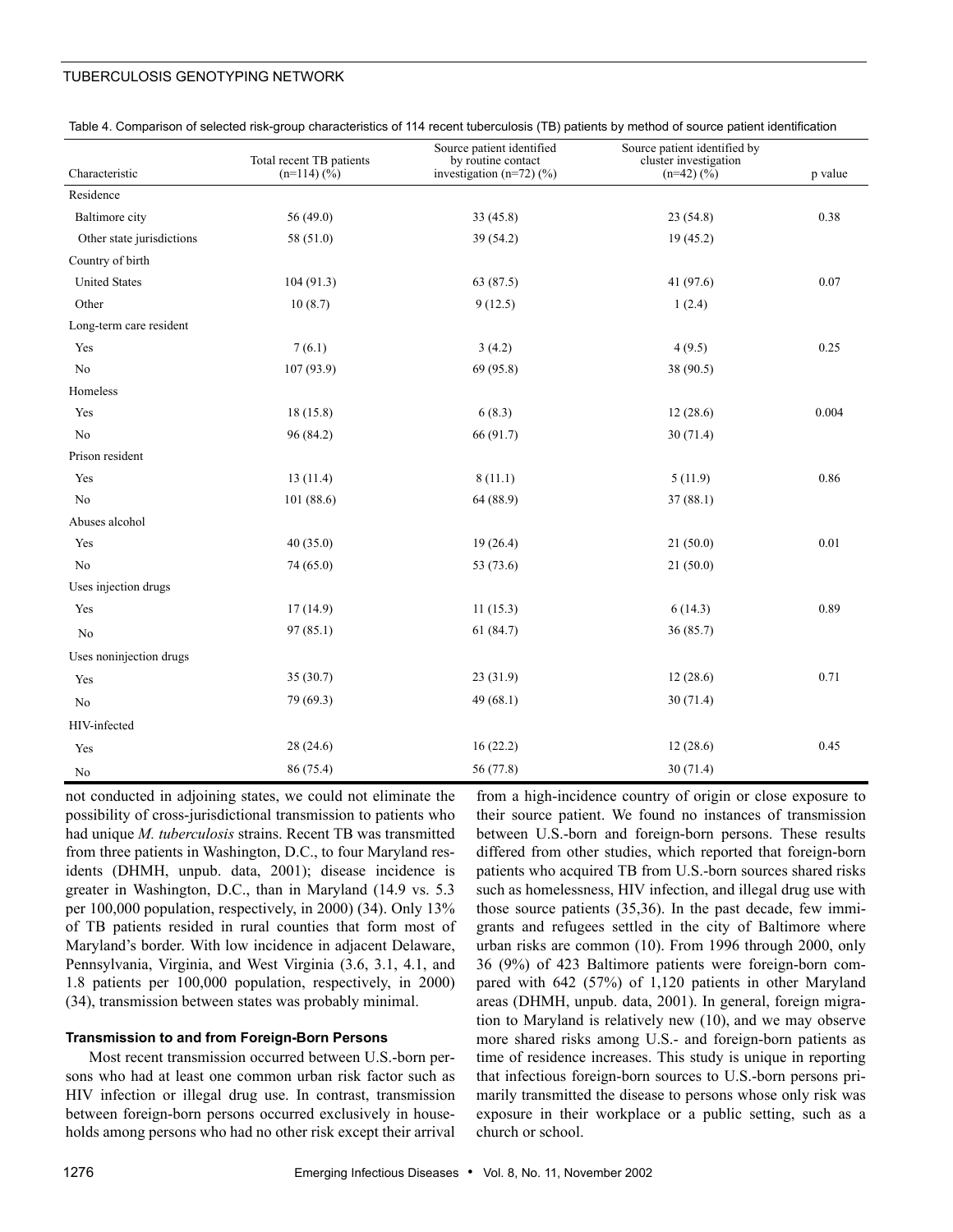Table 4. Comparison of selected risk-group characteristics of 114 recent tuberculosis (TB) patients by method of source patient identification

| Characteristic | Total recent TB patients (n=114) (%) | Source patient identified by routine contact investigation (n=72) (%) | Source patient identified by cluster investigation (n=42) (%) | p value |
|---|---|---|---|---|
| Residence | | | | |
| Baltimore city | 56 (49.0) | 33 (45.8) | 23 (54.8) | 0.38 |
| Other state jurisdictions | 58 (51.0) | 39 (54.2) | 19 (45.2) | |
| Country of birth | | | | |
| United States | 104 (91.3) | 63 (87.5) | 41 (97.6) | 0.07 |
| Other | 10 (8.7) | 9 (12.5) | 1 (2.4) | |
| Long-term care resident | | | | |
| Yes | 7 (6.1) | 3 (4.2) | 4 (9.5) | 0.25 |
| No | 107 (93.9) | 69 (95.8) | 38 (90.5) | |
| Homeless | | | | |
| Yes | 18 (15.8) | 6 (8.3) | 12 (28.6) | 0.004 |
| No | 96 (84.2) | 66 (91.7) | 30 (71.4) | |
| Prison resident | | | | |
| Yes | 13 (11.4) | 8 (11.1) | 5 (11.9) | 0.86 |
| No | 101 (88.6) | 64 (88.9) | 37 (88.1) | |
| Abuses alcohol | | | | |
| Yes | 40 (35.0) | 19 (26.4) | 21 (50.0) | 0.01 |
| No | 74 (65.0) | 53 (73.6) | 21 (50.0) | |
| Uses injection drugs | | | | |
| Yes | 17 (14.9) | 11 (15.3) | 6 (14.3) | 0.89 |
| No | 97 (85.1) | 61 (84.7) | 36 (85.7) | |
| Uses noninjection drugs | | | | |
| Yes | 35 (30.7) | 23 (31.9) | 12 (28.6) | 0.71 |
| No | 79 (69.3) | 49 (68.1) | 30 (71.4) | |
| HIV-infected | | | | |
| Yes | 28 (24.6) | 16 (22.2) | 12 (28.6) | 0.45 |
| No | 86 (75.4) | 56 (77.8) | 30 (71.4) | |

not conducted in adjoining states, we could not eliminate the possibility of cross-jurisdictional transmission to patients who had unique *M. tuberculosis* strains. Recent TB was transmitted from three patients in Washington, D.C., to four Maryland residents (DHMH, unpub. data, 2001); disease incidence is greater in Washington, D.C., than in Maryland (14.9 vs. 5.3 per 100,000 population, respectively, in 2000) (34). Only 13% of TB patients resided in rural counties that form most of Maryland's border. With low incidence in adjacent Delaware, Pennsylvania, Virginia, and West Virginia (3.6, 3.1, 4.1, and 1.8 patients per 100,000 population, respectively, in 2000) (34), transmission between states was probably minimal.

### Transmission to and from Foreign-Born Persons

Most recent transmission occurred between U.S.-born persons who had at least one common urban risk factor such as HIV infection or illegal drug use. In contrast, transmission between foreign-born persons occurred exclusively in households among persons who had no other risk except their arrival from a high-incidence country of origin or close exposure to their source patient. We found no instances of transmission between U.S.-born and foreign-born persons. These results differed from other studies, which reported that foreign-born patients who acquired TB from U.S.-born sources shared risks such as homelessness, HIV infection, and illegal drug use with those source patients (35,36). In the past decade, few immigrants and refugees settled in the city of Baltimore where urban risks are common (10). From 1996 through 2000, only 36 (9%) of 423 Baltimore patients were foreign-born compared with 642 (57%) of 1,120 patients in other Maryland areas (DHMH, unpub. data, 2001). In general, foreign migration to Maryland is relatively new (10), and we may observe more shared risks among U.S.- and foreign-born patients as time of residence increases. This study is unique in reporting that infectious foreign-born sources to U.S.-born persons primarily transmitted the disease to persons whose only risk was exposure in their workplace or a public setting, such as a church or school.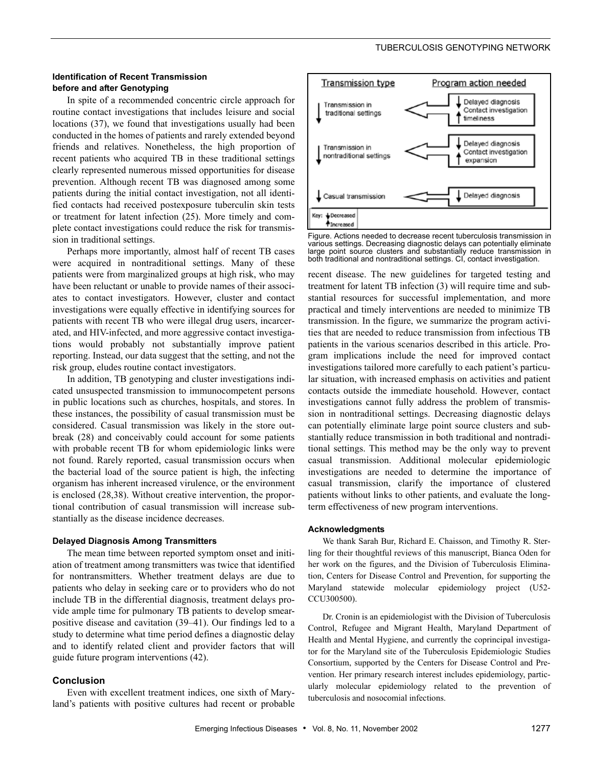### Identification of Recent Transmission before and after Genotyping

In spite of a recommended concentric circle approach for routine contact investigations that includes leisure and social locations (37), we found that investigations usually had been conducted in the homes of patients and rarely extended beyond friends and relatives. Nonetheless, the high proportion of recent patients who acquired TB in these traditional settings clearly represented numerous missed opportunities for disease prevention. Although recent TB was diagnosed among some patients during the initial contact investigation, not all identified contacts had received postexposure tuberculin skin tests or treatment for latent infection (25). More timely and complete contact investigations could reduce the risk for transmission in traditional settings.

Perhaps more importantly, almost half of recent TB cases were acquired in nontraditional settings. Many of these patients were from marginalized groups at high risk, who may have been reluctant or unable to provide names of their associates to contact investigators. However, cluster and contact investigations were equally effective in identifying sources for patients with recent TB who were illegal drug users, incarcerated, and HIV-infected, and more aggressive contact investigations would probably not substantially improve patient reporting. Instead, our data suggest that the setting, and not the risk group, eludes routine contact investigators.

In addition, TB genotyping and cluster investigations indicated unsuspected transmission to immunocompetent persons in public locations such as churches, hospitals, and stores. In these instances, the possibility of casual transmission must be considered. Casual transmission was likely in the store outbreak (28) and conceivably could account for some patients with probable recent TB for whom epidemiologic links were not found. Rarely reported, casual transmission occurs when the bacterial load of the source patient is high, the infecting organism has inherent increased virulence, or the environment is enclosed (28,38). Without creative intervention, the proportional contribution of casual transmission will increase substantially as the disease incidence decreases.

### Delayed Diagnosis Among Transmitters

The mean time between reported symptom onset and initiation of treatment among transmitters was twice that identified for nontransmitters. Whether treatment delays are due to patients who delay in seeking care or to providers who do not include TB in the differential diagnosis, treatment delays provide ample time for pulmonary TB patients to develop smear-positive disease and cavitation (39–41). Our findings led to a study to determine what time period defines a diagnostic delay and to identify related client and provider factors that will guide future program interventions (42).

## Conclusion

Even with excellent treatment indices, one sixth of Maryland's patients with positive cultures had recent or probable recent disease. The new guidelines for targeted testing and treatment for latent TB infection (3) will require time and substantial resources for successful implementation, and more practical and timely interventions are needed to minimize TB transmission. In the figure, we summarize the program activities that are needed to reduce transmission from infectious TB patients in the various scenarios described in this article. Program implications include the need for improved contact investigations tailored more carefully to each patient's particular situation, with increased emphasis on activities and patient contacts outside the immediate household. However, contact investigations cannot fully address the problem of transmission in nontraditional settings. Decreasing diagnostic delays can potentially eliminate large point source clusters and substantially reduce transmission in both traditional and nontraditional settings. This method may be the only way to prevent casual transmission. Additional molecular epidemiologic investigations are needed to determine the importance of casual transmission, clarify the importance of clustered patients without links to other patients, and evaluate the long-term effectiveness of new program interventions.

| Transmission type | Program action needed |
|---|---|
| ↓ Transmission in traditional settings | ↓ Delayed diagnosis; ↑ Contact investigation timeliness |
| ↓ Transmission in nontraditional settings | ↓ Delayed diagnosis; ↑ Contact investigation expansion |
| ↓ Casual transmission | ↓ Delayed diagnosis |

Key: ↓ Decreased ↑ Increased

Figure. Actions needed to decrease recent tuberculosis transmission in various settings. Decreasing diagnostic delays can potentially eliminate large point source clusters and substantially reduce transmission in both traditional and nontraditional settings. CI, contact investigation.

### Acknowledgments

We thank Sarah Bur, Richard E. Chaisson, and Timothy R. Sterling for their thoughtful reviews of this manuscript, Bianca Oden for her work on the figures, and the Division of Tuberculosis Elimination, Centers for Disease Control and Prevention, for supporting the Maryland statewide molecular epidemiology project (U52-CCU300500).

Dr. Cronin is an epidemiologist with the Division of Tuberculosis Control, Refugee and Migrant Health, Maryland Department of Health and Mental Hygiene, and currently the coprincipal investigator for the Maryland site of the Tuberculosis Epidemiologic Studies Consortium, supported by the Centers for Disease Control and Prevention. Her primary research interest includes epidemiology, particularly molecular epidemiology related to the prevention of tuberculosis and nosocomial infections.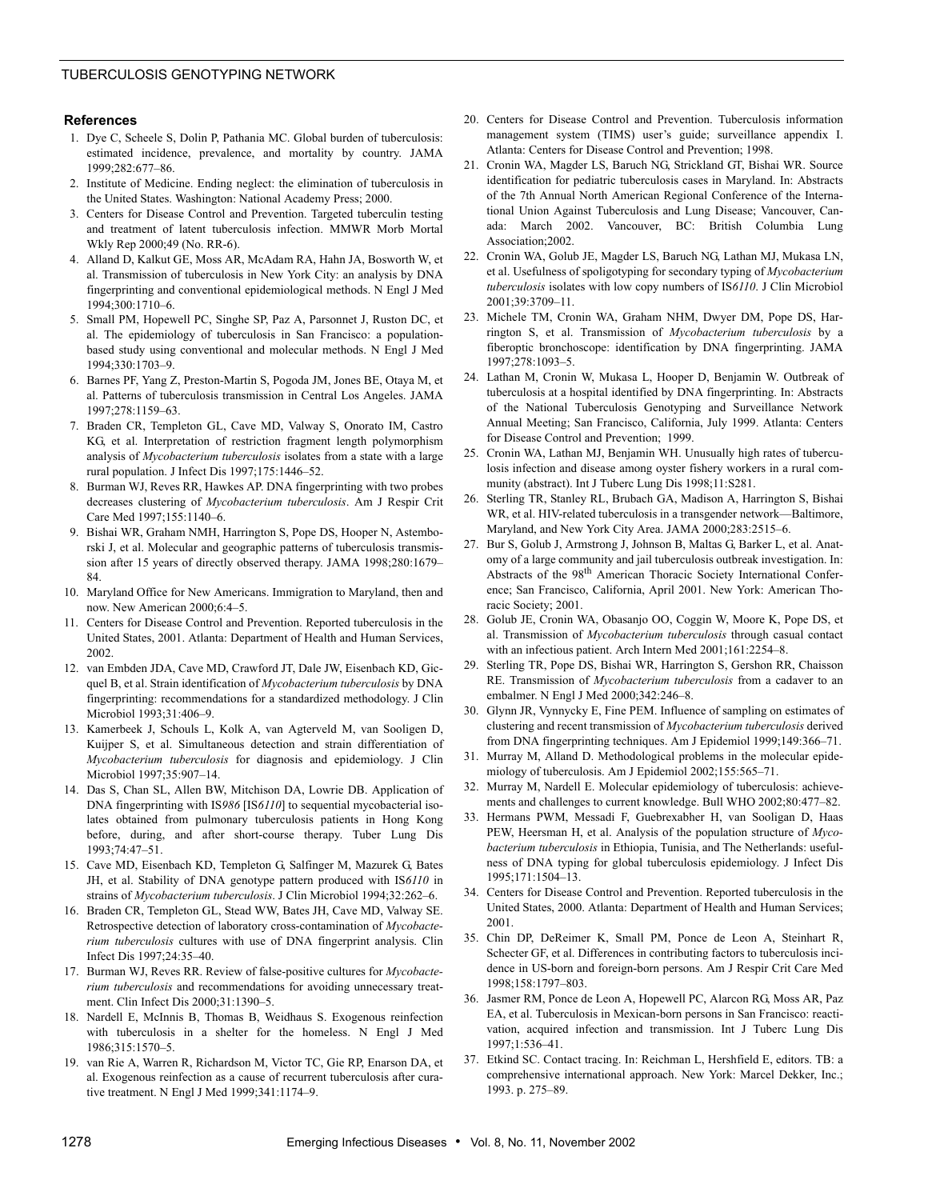## References

1. Dye C, Scheele S, Dolin P, Pathania MC. Global burden of tuberculosis: estimated incidence, prevalence, and mortality by country. JAMA 1999;282:677–86.
2. Institute of Medicine. Ending neglect: the elimination of tuberculosis in the United States. Washington: National Academy Press; 2000.
3. Centers for Disease Control and Prevention. Targeted tuberculin testing and treatment of latent tuberculosis infection. MMWR Morb Mortal Wkly Rep 2000;49 (No. RR-6).
4. Alland D, Kalkut GE, Moss AR, McAdam RA, Hahn JA, Bosworth W, et al. Transmission of tuberculosis in New York City: an analysis by DNA fingerprinting and conventional epidemiological methods. N Engl J Med 1994;300:1710–6.
5. Small PM, Hopewell PC, Singhe SP, Paz A, Parsonnet J, Ruston DC, et al. The epidemiology of tuberculosis in San Francisco: a population-based study using conventional and molecular methods. N Engl J Med 1994;330:1703–9.
6. Barnes PF, Yang Z, Preston-Martin S, Pogoda JM, Jones BE, Otaya M, et al. Patterns of tuberculosis transmission in Central Los Angeles. JAMA 1997;278:1159–63.
7. Braden CR, Templeton GL, Cave MD, Valway S, Onorato IM, Castro KG, et al. Interpretation of restriction fragment length polymorphism analysis of *Mycobacterium tuberculosis* isolates from a state with a large rural population. J Infect Dis 1997;175:1446–52.
8. Burman WJ, Reves RR, Hawkes AP. DNA fingerprinting with two probes decreases clustering of *Mycobacterium tuberculosis*. Am J Respir Crit Care Med 1997;155:1140–6.
9. Bishai WR, Graham NMH, Harrington S, Pope DS, Hooper N, Astemborski J, et al. Molecular and geographic patterns of tuberculosis transmission after 15 years of directly observed therapy. JAMA 1998;280:1679–84.
10. Maryland Office for New Americans. Immigration to Maryland, then and now. New American 2000;6:4–5.
11. Centers for Disease Control and Prevention. Reported tuberculosis in the United States, 2001. Atlanta: Department of Health and Human Services, 2002.
12. van Embden JDA, Cave MD, Crawford JT, Dale JW, Eisenbach KD, Gicquel B, et al. Strain identification of *Mycobacterium tuberculosis* by DNA fingerprinting: recommendations for a standardized methodology. J Clin Microbiol 1993;31:406–9.
13. Kamerbeek J, Schouls L, Kolk A, van Agterveld M, van Sooligen D, Kuijper S, et al. Simultaneous detection and strain differentiation of *Mycobacterium tuberculosis* for diagnosis and epidemiology. J Clin Microbiol 1997;35:907–14.
14. Das S, Chan SL, Allen BW, Mitchison DA, Lowrie DB. Application of DNA fingerprinting with IS*986* [IS*6110*] to sequential mycobacterial isolates obtained from pulmonary tuberculosis patients in Hong Kong before, during, and after short-course therapy. Tuber Lung Dis 1993;74:47–51.
15. Cave MD, Eisenbach KD, Templeton G, Salfinger M, Mazurek G, Bates JH, et al. Stability of DNA genotype pattern produced with IS*6110* in strains of *Mycobacterium tuberculosis*. J Clin Microbiol 1994;32:262–6.
16. Braden CR, Templeton GL, Stead WW, Bates JH, Cave MD, Valway SE. Retrospective detection of laboratory cross-contamination of *Mycobacterium tuberculosis* cultures with use of DNA fingerprint analysis. Clin Infect Dis 1997;24:35–40.
17. Burman WJ, Reves RR. Review of false-positive cultures for *Mycobacterium tuberculosis* and recommendations for avoiding unnecessary treatment. Clin Infect Dis 2000;31:1390–5.
18. Nardell E, McInnis B, Thomas B, Weidhaus S. Exogenous reinfection with tuberculosis in a shelter for the homeless. N Engl J Med 1986;315:1570–5.
19. van Rie A, Warren R, Richardson M, Victor TC, Gie RP, Enarson DA, et al. Exogenous reinfection as a cause of recurrent tuberculosis after curative treatment. N Engl J Med 1999;341:1174–9.
20. Centers for Disease Control and Prevention. Tuberculosis information management system (TIMS) user's guide; surveillance appendix I. Atlanta: Centers for Disease Control and Prevention; 1998.
21. Cronin WA, Magder LS, Baruch NG, Strickland GT, Bishai WR. Source identification for pediatric tuberculosis cases in Maryland. In: Abstracts of the 7th Annual North American Regional Conference of the International Union Against Tuberculosis and Lung Disease; Vancouver, Canada: March 2002. Vancouver, BC: British Columbia Lung Association;2002.
22. Cronin WA, Golub JE, Magder LS, Baruch NG, Lathan MJ, Mukasa LN, et al. Usefulness of spoligotyping for secondary typing of *Mycobacterium tuberculosis* isolates with low copy numbers of IS*6110*. J Clin Microbiol 2001;39:3709–11.
23. Michele TM, Cronin WA, Graham NHM, Dwyer DM, Pope DS, Harrington S, et al. Transmission of *Mycobacterium tuberculosis* by a fiberoptic bronchoscope: identification by DNA fingerprinting. JAMA 1997;278:1093–5.
24. Lathan M, Cronin W, Mukasa L, Hooper D, Benjamin W. Outbreak of tuberculosis at a hospital identified by DNA fingerprinting. In: Abstracts of the National Tuberculosis Genotyping and Surveillance Network Annual Meeting; San Francisco, California, July 1999. Atlanta: Centers for Disease Control and Prevention; 1999.
25. Cronin WA, Lathan MJ, Benjamin WH. Unusually high rates of tuberculosis infection and disease among oyster fishery workers in a rural community (abstract). Int J Tuberc Lung Dis 1998;11:S281.
26. Sterling TR, Stanley RL, Brubach GA, Madison A, Harrington S, Bishai WR, et al. HIV-related tuberculosis in a transgender network—Baltimore, Maryland, and New York City Area. JAMA 2000;283:2515–6.
27. Bur S, Golub J, Armstrong J, Johnson B, Maltas G, Barker L, et al. Anatomy of a large community and jail tuberculosis outbreak investigation. In: Abstracts of the 98th American Thoracic Society International Conference; San Francisco, California, April 2001. New York: American Thoracic Society; 2001.
28. Golub JE, Cronin WA, Obasanjo OO, Coggin W, Moore K, Pope DS, et al. Transmission of *Mycobacterium tuberculosis* through casual contact with an infectious patient. Arch Intern Med 2001;161:2254–8.
29. Sterling TR, Pope DS, Bishai WR, Harrington S, Gershon RR, Chaisson RE. Transmission of *Mycobacterium tuberculosis* from a cadaver to an embalmer. N Engl J Med 2000;342:246–8.
30. Glynn JR, Vynnycky E, Fine PEM. Influence of sampling on estimates of clustering and recent transmission of *Mycobacterium tuberculosis* derived from DNA fingerprinting techniques. Am J Epidemiol 1999;149:366–71.
31. Murray M, Alland D. Methodological problems in the molecular epidemiology of tuberculosis. Am J Epidemiol 2002;155:565–71.
32. Murray M, Nardell E. Molecular epidemiology of tuberculosis: achievements and challenges to current knowledge. Bull WHO 2002;80:477–82.
33. Hermans PWM, Messadi F, Guebrexabher H, van Sooligan D, Haas PEW, Heersman H, et al. Analysis of the population structure of *Mycobacterium tuberculosis* in Ethiopia, Tunisia, and The Netherlands: usefulness of DNA typing for global tuberculosis epidemiology. J Infect Dis 1995;171:1504–13.
34. Centers for Disease Control and Prevention. Reported tuberculosis in the United States, 2000. Atlanta: Department of Health and Human Services; 2001.
35. Chin DP, DeReimer K, Small PM, Ponce de Leon A, Steinhart R, Schecter GF, et al. Differences in contributing factors to tuberculosis incidence in US-born and foreign-born persons. Am J Respir Crit Care Med 1998;158:1797–803.
36. Jasmer RM, Ponce de Leon A, Hopewell PC, Alarcon RG, Moss AR, Paz EA, et al. Tuberculosis in Mexican-born persons in San Francisco: reactivation, acquired infection and transmission. Int J Tuberc Lung Dis 1997;1:536–41.
37. Etkind SC. Contact tracing. In: Reichman L, Hershfield E, editors. TB: a comprehensive international approach. New York: Marcel Dekker, Inc.; 1993. p. 275–89.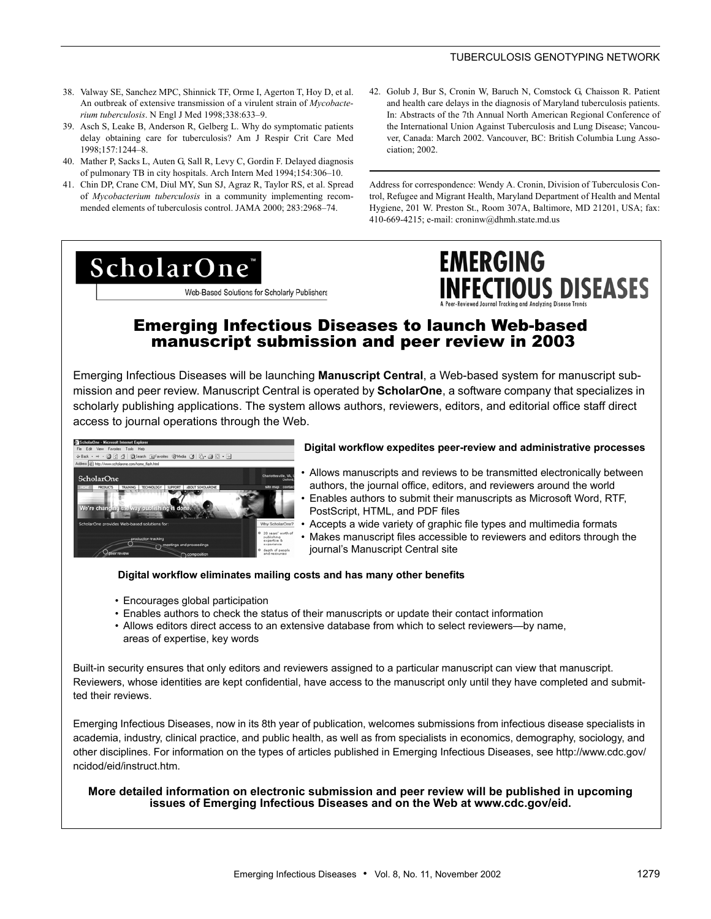38. Valway SE, Sanchez MPC, Shinnick TF, Orme I, Agerton T, Hoy D, et al. An outbreak of extensive transmission of a virulent strain of *Mycobacterium tuberculosis*. N Engl J Med 1998;338:633–9.
39. Asch S, Leake B, Anderson R, Gelberg L. Why do symptomatic patients delay obtaining care for tuberculosis? Am J Respir Crit Care Med 1998;157:1244–8.
40. Mather P, Sacks L, Auten G, Sall R, Levy C, Gordin F. Delayed diagnosis of pulmonary TB in city hospitals. Arch Intern Med 1994;154:306–10.
41. Chin DP, Crane CM, Diul MY, Sun SJ, Agraz R, Taylor RS, et al. Spread of *Mycobacterium tuberculosis* in a community implementing recommended elements of tuberculosis control. JAMA 2000; 283:2968–74.
42. Golub J, Bur S, Cronin W, Baruch N, Comstock G, Chaisson R. Patient and health care delays in the diagnosis of Maryland tuberculosis patients. In: Abstracts of the 7th Annual North American Regional Conference of the International Union Against Tuberculosis and Lung Disease; Vancouver, Canada: March 2002. Vancouver, BC: British Columbia Lung Association; 2002.

Address for correspondence: Wendy A. Cronin, Division of Tuberculosis Control, Refugee and Migrant Health, Maryland Department of Health and Mental Hygiene, 201 W. Preston St., Room 307A, Baltimore, MD 21201, USA; fax: 410-669-4215; e-mail: croninw@dhmh.state.md.us

---

ScholarOne™

Web-Based Solutions for Scholarly Publishers

EMERGING INFECTIOUS DISEASES

A Peer-Reviewed Journal Tracking and Analyzing Disease Trends

## Emerging Infectious Diseases to launch Web-based manuscript submission and peer review in 2003

Emerging Infectious Diseases will be launching **Manuscript Central**, a Web-based system for manuscript submission and peer review. Manuscript Central is operated by **ScholarOne**, a software company that specializes in scholarly publishing applications. The system allows authors, reviewers, editors, and editorial office staff direct access to journal operations through the Web.

**Digital workflow expedites peer-review and administrative processes**

- Allows manuscripts and reviews to be transmitted electronically between authors, the journal office, editors, and reviewers around the world
- Enables authors to submit their manuscripts as Microsoft Word, RTF, PostScript, HTML, and PDF files
- Accepts a wide variety of graphic file types and multimedia formats
- Makes manuscript files accessible to reviewers and editors through the journal's Manuscript Central site

**Digital workflow eliminates mailing costs and has many other benefits**

- Encourages global participation
- Enables authors to check the status of their manuscripts or update their contact information
- Allows editors direct access to an extensive database from which to select reviewers—by name, areas of expertise, key words

Built-in security ensures that only editors and reviewers assigned to a particular manuscript can view that manuscript. Reviewers, whose identities are kept confidential, have access to the manuscript only until they have completed and submitted their reviews.

Emerging Infectious Diseases, now in its 8th year of publication, welcomes submissions from infectious disease specialists in academia, industry, clinical practice, and public health, as well as from specialists in economics, demography, sociology, and other disciplines. For information on the types of articles published in Emerging Infectious Diseases, see http://www.cdc.gov/ncidod/eid/instruct.htm.

**More detailed information on electronic submission and peer review will be published in upcoming issues of Emerging Infectious Diseases and on the Web at www.cdc.gov/eid.**